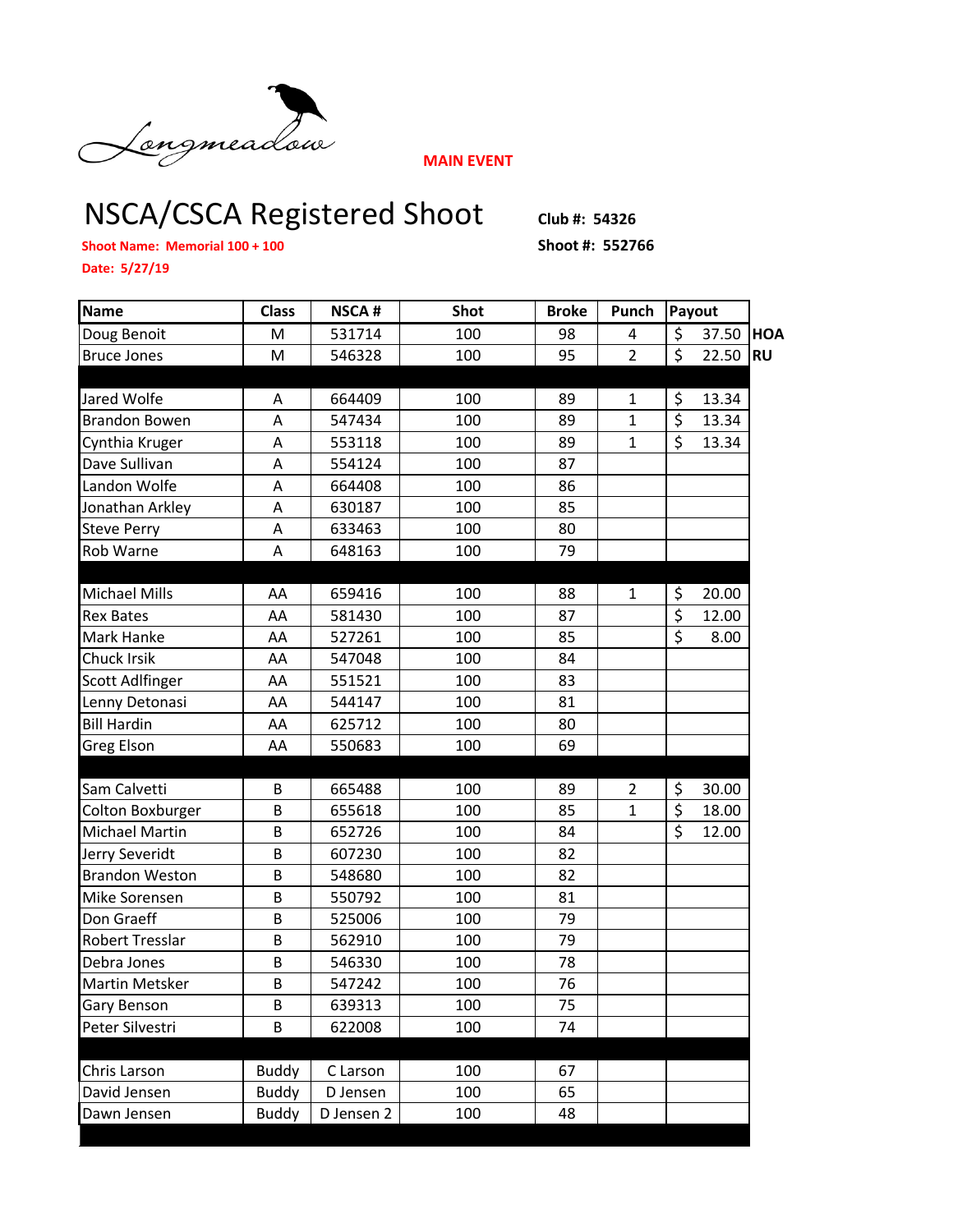Longmeadow

**MAIN EVENT**

# NSCA/CSCA Registered Shoot

**Club #: 54326**

**Shoot Name: Memorial 100 + 100**

**Shoot #: 552766**

**Date: 5/27/19**

| Name | Class | NSCA # | Shot | Broke | Punch | Payout | |
|---|---|---|---|---|---|---|---|
| Doug Benoit | M | 531714 | 100 | 98 | 4 | $ 37.50 | HOA |
| Bruce Jones | M | 546328 | 100 | 95 | 2 | $ 22.50 | RU |
| | | | | | | | |
| Jared Wolfe | A | 664409 | 100 | 89 | 1 | $ 13.34 | |
| Brandon Bowen | A | 547434 | 100 | 89 | 1 | $ 13.34 | |
| Cynthia Kruger | A | 553118 | 100 | 89 | 1 | $ 13.34 | |
| Dave Sullivan | A | 554124 | 100 | 87 | | | |
| Landon Wolfe | A | 664408 | 100 | 86 | | | |
| Jonathan Arkley | A | 630187 | 100 | 85 | | | |
| Steve Perry | A | 633463 | 100 | 80 | | | |
| Rob Warne | A | 648163 | 100 | 79 | | | |
| | | | | | | | |
| Michael Mills | AA | 659416 | 100 | 88 | 1 | $ 20.00 | |
| Rex Bates | AA | 581430 | 100 | 87 | | $ 12.00 | |
| Mark Hanke | AA | 527261 | 100 | 85 | | $ 8.00 | |
| Chuck Irsik | AA | 547048 | 100 | 84 | | | |
| Scott Adlfinger | AA | 551521 | 100 | 83 | | | |
| Lenny Detonasi | AA | 544147 | 100 | 81 | | | |
| Bill Hardin | AA | 625712 | 100 | 80 | | | |
| Greg Elson | AA | 550683 | 100 | 69 | | | |
| | | | | | | | |
| Sam Calvetti | B | 665488 | 100 | 89 | 2 | $ 30.00 | |
| Colton Boxburger | B | 655618 | 100 | 85 | 1 | $ 18.00 | |
| Michael Martin | B | 652726 | 100 | 84 | | $ 12.00 | |
| Jerry Severidt | B | 607230 | 100 | 82 | | | |
| Brandon Weston | B | 548680 | 100 | 82 | | | |
| Mike Sorensen | B | 550792 | 100 | 81 | | | |
| Don Graeff | B | 525006 | 100 | 79 | | | |
| Robert Tresslar | B | 562910 | 100 | 79 | | | |
| Debra Jones | B | 546330 | 100 | 78 | | | |
| Martin Metsker | B | 547242 | 100 | 76 | | | |
| Gary Benson | B | 639313 | 100 | 75 | | | |
| Peter Silvestri | B | 622008 | 100 | 74 | | | |
| | | | | | | | |
| Chris Larson | Buddy | C Larson | 100 | 67 | | | |
| David Jensen | Buddy | D Jensen | 100 | 65 | | | |
| Dawn Jensen | Buddy | D Jensen 2 | 100 | 48 | | | |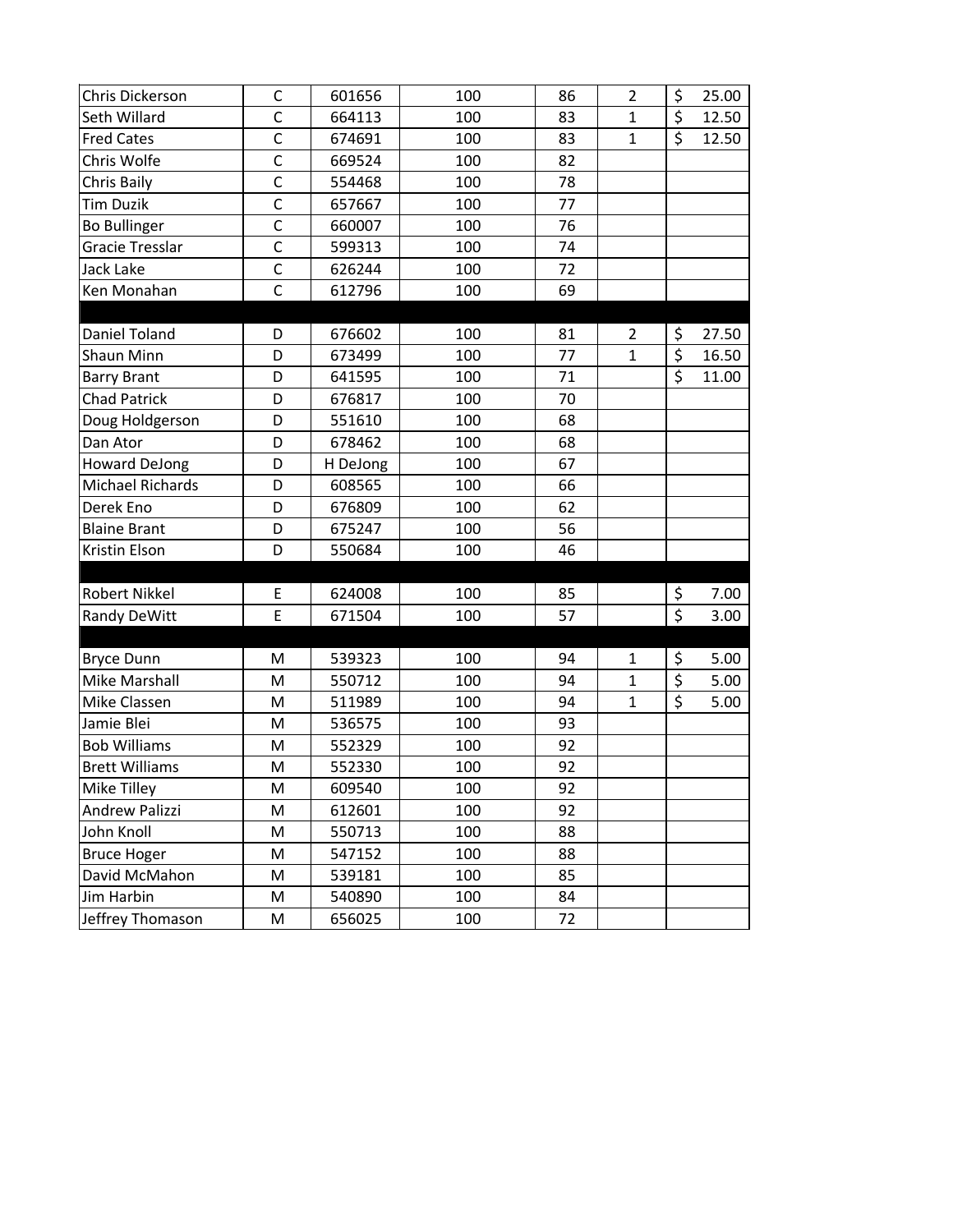| | | | | | | |
|---|---|---|---|---|---|---|
| Chris Dickerson | C | 601656 | 100 | 86 | 2 | $ 25.00 |
| Seth Willard | C | 664113 | 100 | 83 | 1 | $ 12.50 |
| Fred Cates | C | 674691 | 100 | 83 | 1 | $ 12.50 |
| Chris Wolfe | C | 669524 | 100 | 82 | | |
| Chris Baily | C | 554468 | 100 | 78 | | |
| Tim Duzik | C | 657667 | 100 | 77 | | |
| Bo Bullinger | C | 660007 | 100 | 76 | | |
| Gracie Tresslar | C | 599313 | 100 | 74 | | |
| Jack Lake | C | 626244 | 100 | 72 | | |
| Ken Monahan | C | 612796 | 100 | 69 | | |
| | | | | | | |
| Daniel Toland | D | 676602 | 100 | 81 | 2 | $ 27.50 |
| Shaun Minn | D | 673499 | 100 | 77 | 1 | $ 16.50 |
| Barry Brant | D | 641595 | 100 | 71 | | $ 11.00 |
| Chad Patrick | D | 676817 | 100 | 70 | | |
| Doug Holdgerson | D | 551610 | 100 | 68 | | |
| Dan Ator | D | 678462 | 100 | 68 | | |
| Howard DeJong | D | H DeJong | 100 | 67 | | |
| Michael Richards | D | 608565 | 100 | 66 | | |
| Derek Eno | D | 676809 | 100 | 62 | | |
| Blaine Brant | D | 675247 | 100 | 56 | | |
| Kristin Elson | D | 550684 | 100 | 46 | | |
| | | | | | | |
| Robert Nikkel | E | 624008 | 100 | 85 | | $ 7.00 |
| Randy DeWitt | E | 671504 | 100 | 57 | | $ 3.00 |
| | | | | | | |
| Bryce Dunn | M | 539323 | 100 | 94 | 1 | $ 5.00 |
| Mike Marshall | M | 550712 | 100 | 94 | 1 | $ 5.00 |
| Mike Classen | M | 511989 | 100 | 94 | 1 | $ 5.00 |
| Jamie Blei | M | 536575 | 100 | 93 | | |
| Bob Williams | M | 552329 | 100 | 92 | | |
| Brett Williams | M | 552330 | 100 | 92 | | |
| Mike Tilley | M | 609540 | 100 | 92 | | |
| Andrew Palizzi | M | 612601 | 100 | 92 | | |
| John Knoll | M | 550713 | 100 | 88 | | |
| Bruce Hoger | M | 547152 | 100 | 88 | | |
| David McMahon | M | 539181 | 100 | 85 | | |
| Jim Harbin | M | 540890 | 100 | 84 | | |
| Jeffrey Thomason | M | 656025 | 100 | 72 | | |